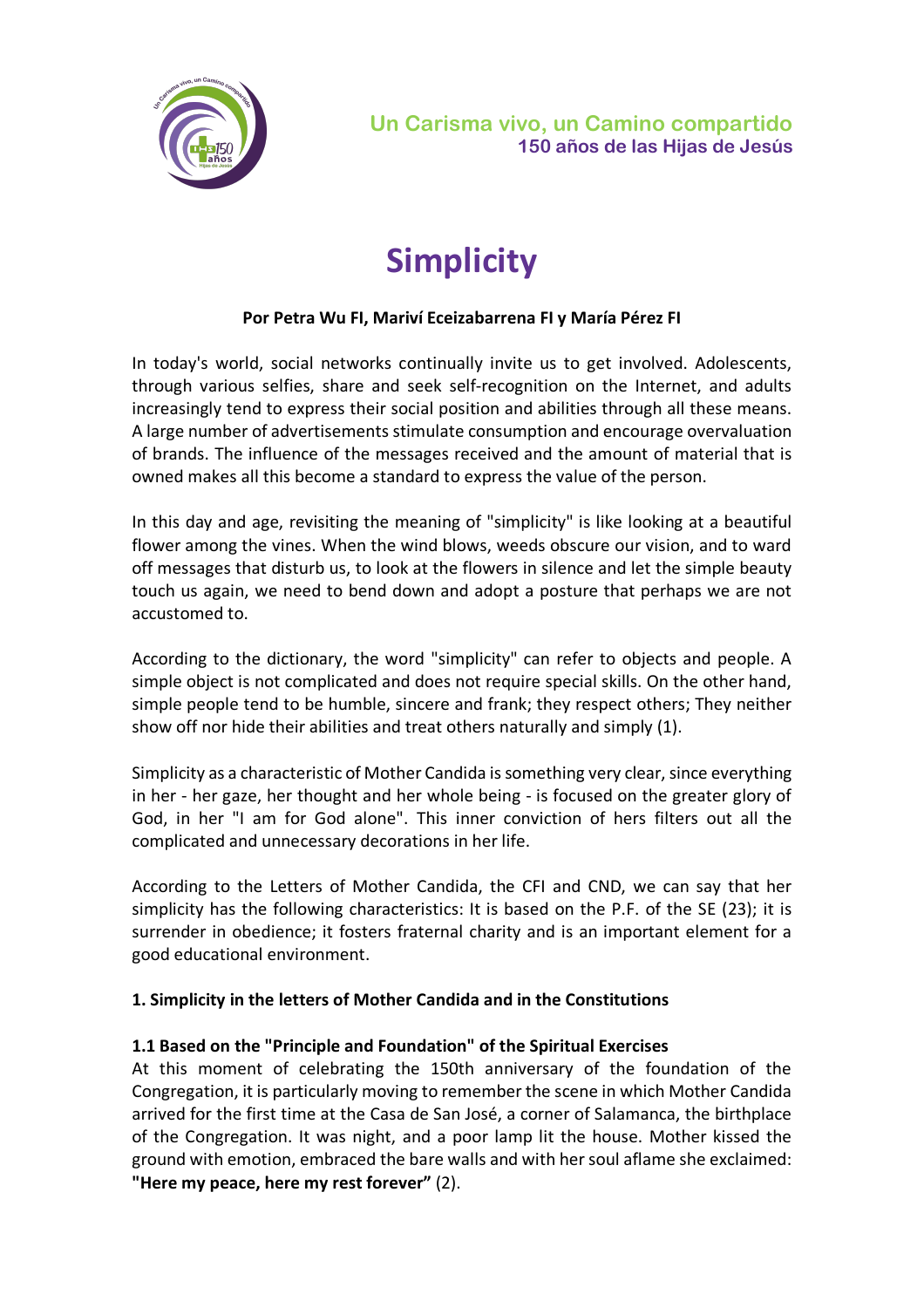Un Carisma vivo, un Camino compartido
150 años de las Hijas de Jesús

# Simplicity

**Por Petra Wu FI, Mariví Eceizabarrena FI y María Pérez FI**

In today's world, social networks continually invite us to get involved. Adolescents, through various selfies, share and seek self-recognition on the Internet, and adults increasingly tend to express their social position and abilities through all these means. A large number of advertisements stimulate consumption and encourage overvaluation of brands. The influence of the messages received and the amount of material that is owned makes all this become a standard to express the value of the person.

In this day and age, revisiting the meaning of "simplicity" is like looking at a beautiful flower among the vines. When the wind blows, weeds obscure our vision, and to ward off messages that disturb us, to look at the flowers in silence and let the simple beauty touch us again, we need to bend down and adopt a posture that perhaps we are not accustomed to.

According to the dictionary, the word "simplicity" can refer to objects and people. A simple object is not complicated and does not require special skills. On the other hand, simple people tend to be humble, sincere and frank; they respect others; They neither show off nor hide their abilities and treat others naturally and simply (1).

Simplicity as a characteristic of Mother Candida is something very clear, since everything in her - her gaze, her thought and her whole being - is focused on the greater glory of God, in her "I am for God alone". This inner conviction of hers filters out all the complicated and unnecessary decorations in her life.

According to the Letters of Mother Candida, the CFI and CND, we can say that her simplicity has the following characteristics: It is based on the P.F. of the SE (23); it is surrender in obedience; it fosters fraternal charity and is an important element for a good educational environment.

## 1. Simplicity in the letters of Mother Candida and in the Constitutions

### 1.1 Based on the "Principle and Foundation" of the Spiritual Exercises

At this moment of celebrating the 150th anniversary of the foundation of the Congregation, it is particularly moving to remember the scene in which Mother Candida arrived for the first time at the Casa de San José, a corner of Salamanca, the birthplace of the Congregation. It was night, and a poor lamp lit the house. Mother kissed the ground with emotion, embraced the bare walls and with her soul aflame she exclaimed: **"Here my peace, here my rest forever"** (2).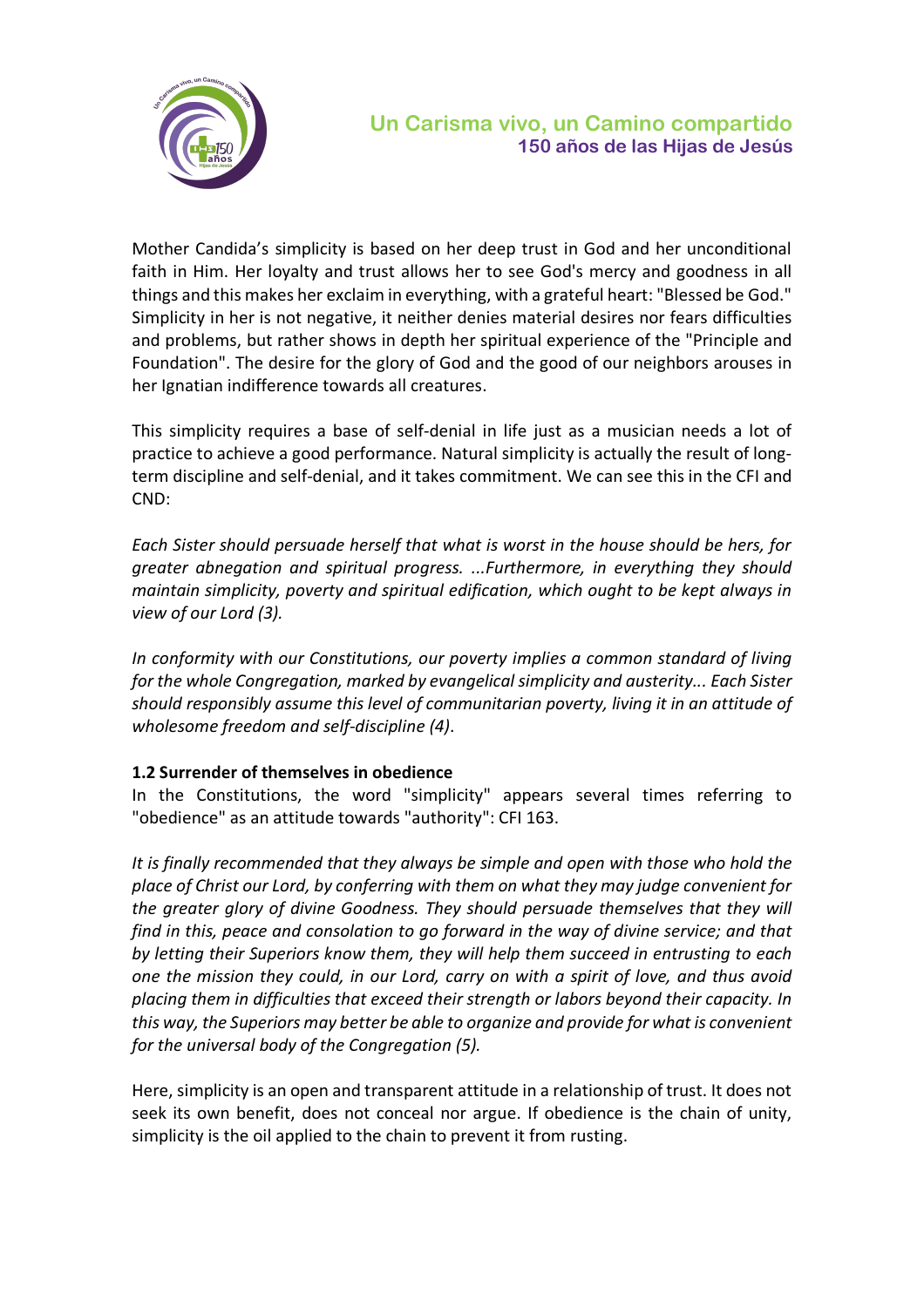Mother Candida's simplicity is based on her deep trust in God and her unconditional faith in Him. Her loyalty and trust allows her to see God's mercy and goodness in all things and this makes her exclaim in everything, with a grateful heart: "Blessed be God." Simplicity in her is not negative, it neither denies material desires nor fears difficulties and problems, but rather shows in depth her spiritual experience of the "Principle and Foundation". The desire for the glory of God and the good of our neighbors arouses in her Ignatian indifference towards all creatures.

This simplicity requires a base of self-denial in life just as a musician needs a lot of practice to achieve a good performance. Natural simplicity is actually the result of long-term discipline and self-denial, and it takes commitment. We can see this in the CFI and CND:

*Each Sister should persuade herself that what is worst in the house should be hers, for greater abnegation and spiritual progress. ...Furthermore, in everything they should maintain simplicity, poverty and spiritual edification, which ought to be kept always in view of our Lord (3).*

*In conformity with our Constitutions, our poverty implies a common standard of living for the whole Congregation, marked by evangelical simplicity and austerity... Each Sister should responsibly assume this level of communitarian poverty, living it in an attitude of wholesome freedom and self-discipline (4).*

**1.2 Surrender of themselves in obedience**

In the Constitutions, the word "simplicity" appears several times referring to "obedience" as an attitude towards "authority": CFI 163.

*It is finally recommended that they always be simple and open with those who hold the place of Christ our Lord, by conferring with them on what they may judge convenient for the greater glory of divine Goodness. They should persuade themselves that they will find in this, peace and consolation to go forward in the way of divine service; and that by letting their Superiors know them, they will help them succeed in entrusting to each one the mission they could, in our Lord, carry on with a spirit of love, and thus avoid placing them in difficulties that exceed their strength or labors beyond their capacity. In this way, the Superiors may better be able to organize and provide for what is convenient for the universal body of the Congregation (5).*

Here, simplicity is an open and transparent attitude in a relationship of trust. It does not seek its own benefit, does not conceal nor argue. If obedience is the chain of unity, simplicity is the oil applied to the chain to prevent it from rusting.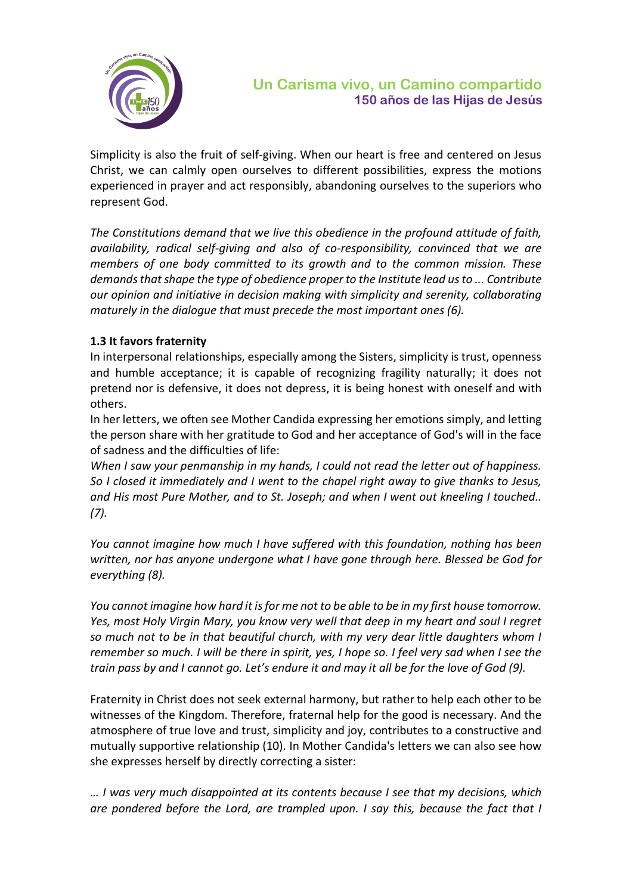Simplicity is also the fruit of self-giving. When our heart is free and centered on Jesus Christ, we can calmly open ourselves to different possibilities, express the motions experienced in prayer and act responsibly, abandoning ourselves to the superiors who represent God.

*The Constitutions demand that we live this obedience in the profound attitude of faith, availability, radical self-giving and also of co-responsibility, convinced that we are members of one body committed to its growth and to the common mission. These demands that shape the type of obedience proper to the Institute lead us to ... Contribute our opinion and initiative in decision making with simplicity and serenity, collaborating maturely in the dialogue that must precede the most important ones (6).*

**1.3 It favors fraternity**

In interpersonal relationships, especially among the Sisters, simplicity is trust, openness and humble acceptance; it is capable of recognizing fragility naturally; it does not pretend nor is defensive, it does not depress, it is being honest with oneself and with others.

In her letters, we often see Mother Candida expressing her emotions simply, and letting the person share with her gratitude to God and her acceptance of God's will in the face of sadness and the difficulties of life:

*When I saw your penmanship in my hands, I could not read the letter out of happiness. So I closed it immediately and I went to the chapel right away to give thanks to Jesus, and His most Pure Mother, and to St. Joseph; and when I went out kneeling I touched.. (7).*

*You cannot imagine how much I have suffered with this foundation, nothing has been written, nor has anyone undergone what I have gone through here. Blessed be God for everything (8).*

*You cannot imagine how hard it is for me not to be able to be in my first house tomorrow. Yes, most Holy Virgin Mary, you know very well that deep in my heart and soul I regret so much not to be in that beautiful church, with my very dear little daughters whom I remember so much. I will be there in spirit, yes, I hope so. I feel very sad when I see the train pass by and I cannot go. Let's endure it and may it all be for the love of God (9).*

Fraternity in Christ does not seek external harmony, but rather to help each other to be witnesses of the Kingdom. Therefore, fraternal help for the good is necessary. And the atmosphere of true love and trust, simplicity and joy, contributes to a constructive and mutually supportive relationship (10). In Mother Candida's letters we can also see how she expresses herself by directly correcting a sister:

*… I was very much disappointed at its contents because I see that my decisions, which are pondered before the Lord, are trampled upon. I say this, because the fact that I*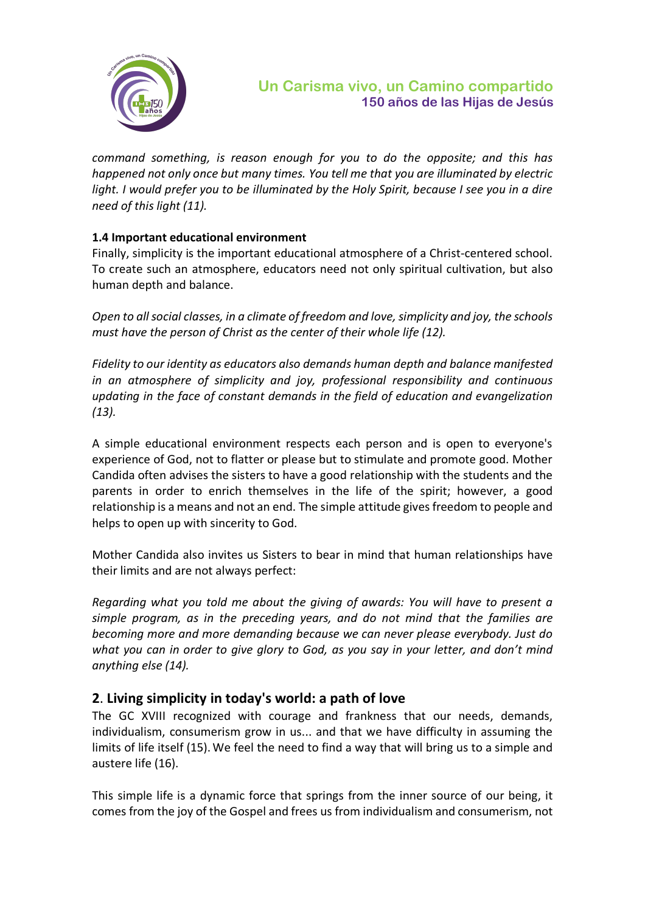*command something, is reason enough for you to do the opposite; and this has happened not only once but many times. You tell me that you are illuminated by electric light. I would prefer you to be illuminated by the Holy Spirit, because I see you in a dire need of this light (11).*

**1.4 Important educational environment**

Finally, simplicity is the important educational atmosphere of a Christ-centered school. To create such an atmosphere, educators need not only spiritual cultivation, but also human depth and balance.

*Open to all social classes, in a climate of freedom and love, simplicity and joy, the schools must have the person of Christ as the center of their whole life (12).*

*Fidelity to our identity as educators also demands human depth and balance manifested in an atmosphere of simplicity and joy, professional responsibility and continuous updating in the face of constant demands in the field of education and evangelization (13).*

A simple educational environment respects each person and is open to everyone's experience of God, not to flatter or please but to stimulate and promote good. Mother Candida often advises the sisters to have a good relationship with the students and the parents in order to enrich themselves in the life of the spirit; however, a good relationship is a means and not an end. The simple attitude gives freedom to people and helps to open up with sincerity to God.

Mother Candida also invites us Sisters to bear in mind that human relationships have their limits and are not always perfect:

*Regarding what you told me about the giving of awards: You will have to present a simple program, as in the preceding years, and do not mind that the families are becoming more and more demanding because we can never please everybody. Just do what you can in order to give glory to God, as you say in your letter, and don't mind anything else (14).*

## 2. Living simplicity in today's world: a path of love

The GC XVIII recognized with courage and frankness that our needs, demands, individualism, consumerism grow in us... and that we have difficulty in assuming the limits of life itself (15). We feel the need to find a way that will bring us to a simple and austere life (16).

This simple life is a dynamic force that springs from the inner source of our being, it comes from the joy of the Gospel and frees us from individualism and consumerism, not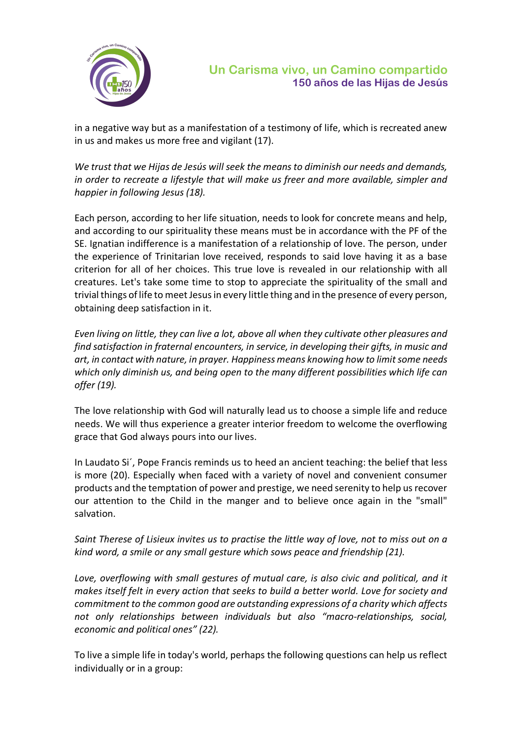in a negative way but as a manifestation of a testimony of life, which is recreated anew in us and makes us more free and vigilant (17).

*We trust that we Hijas de Jesús will seek the means to diminish our needs and demands, in order to recreate a lifestyle that will make us freer and more available, simpler and happier in following Jesus (18).*

Each person, according to her life situation, needs to look for concrete means and help, and according to our spirituality these means must be in accordance with the PF of the SE. Ignatian indifference is a manifestation of a relationship of love. The person, under the experience of Trinitarian love received, responds to said love having it as a base criterion for all of her choices. This true love is revealed in our relationship with all creatures. Let's take some time to stop to appreciate the spirituality of the small and trivial things of life to meet Jesus in every little thing and in the presence of every person, obtaining deep satisfaction in it.

*Even living on little, they can live a lot, above all when they cultivate other pleasures and find satisfaction in fraternal encounters, in service, in developing their gifts, in music and art, in contact with nature, in prayer. Happiness means knowing how to limit some needs which only diminish us, and being open to the many different possibilities which life can offer (19).*

The love relationship with God will naturally lead us to choose a simple life and reduce needs. We will thus experience a greater interior freedom to welcome the overflowing grace that God always pours into our lives.

In Laudato Si´, Pope Francis reminds us to heed an ancient teaching: the belief that less is more (20). Especially when faced with a variety of novel and convenient consumer products and the temptation of power and prestige, we need serenity to help us recover our attention to the Child in the manger and to believe once again in the "small" salvation.

*Saint Therese of Lisieux invites us to practise the little way of love, not to miss out on a kind word, a smile or any small gesture which sows peace and friendship (21).*

*Love, overflowing with small gestures of mutual care, is also civic and political, and it makes itself felt in every action that seeks to build a better world. Love for society and commitment to the common good are outstanding expressions of a charity which affects not only relationships between individuals but also "macro-relationships, social, economic and political ones" (22).*

To live a simple life in today's world, perhaps the following questions can help us reflect individually or in a group: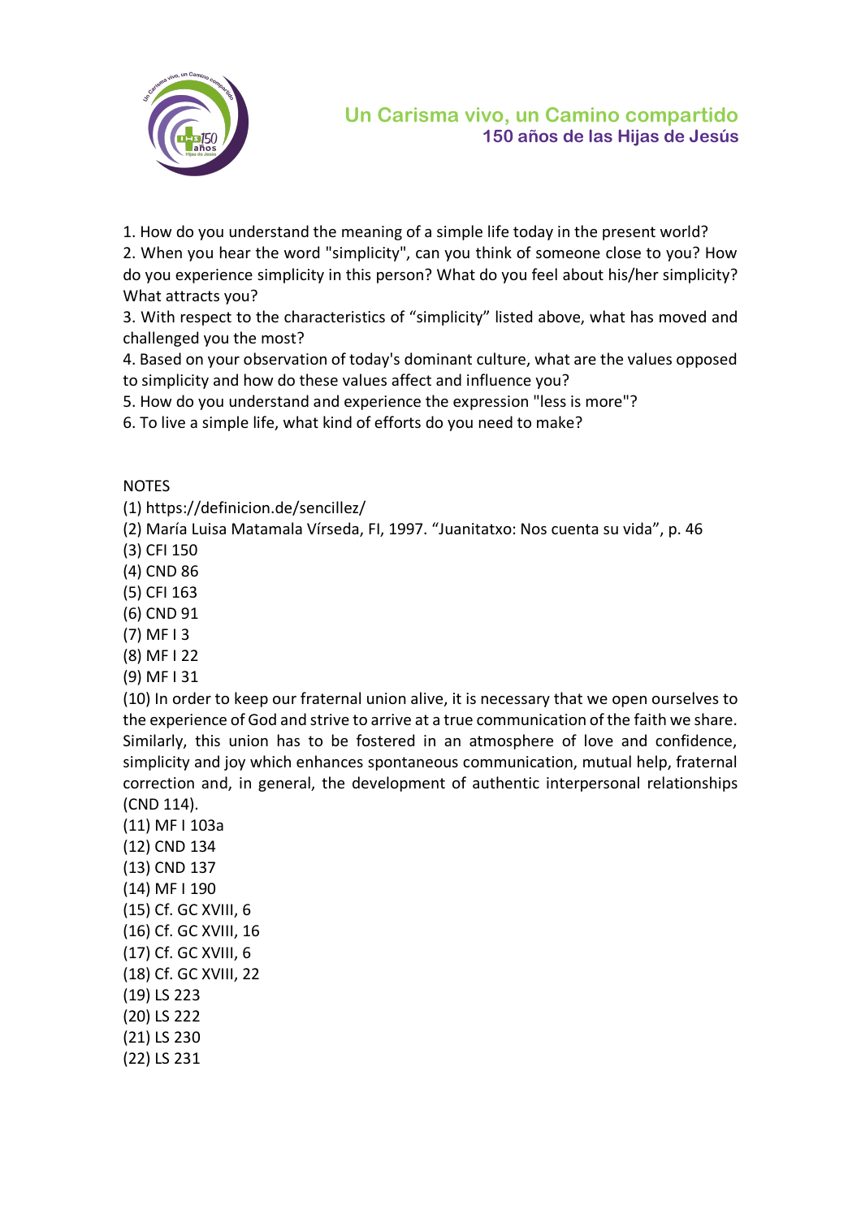1. How do you understand the meaning of a simple life today in the present world?
2. When you hear the word "simplicity", can you think of someone close to you? How do you experience simplicity in this person? What do you feel about his/her simplicity? What attracts you?
3. With respect to the characteristics of “simplicity” listed above, what has moved and challenged you the most?
4. Based on your observation of today's dominant culture, what are the values opposed to simplicity and how do these values affect and influence you?
5. How do you understand and experience the expression "less is more"?
6. To live a simple life, what kind of efforts do you need to make?

NOTES

(1) https://definicion.de/sencillez/
(2) María Luisa Matamala Vírseda, FI, 1997. “Juanitatxo: Nos cuenta su vida”, p. 46
(3) CFI 150
(4) CND 86
(5) CFI 163
(6) CND 91
(7) MF I 3
(8) MF I 22
(9) MF I 31
(10) In order to keep our fraternal union alive, it is necessary that we open ourselves to the experience of God and strive to arrive at a true communication of the faith we share. Similarly, this union has to be fostered in an atmosphere of love and confidence, simplicity and joy which enhances spontaneous communication, mutual help, fraternal correction and, in general, the development of authentic interpersonal relationships (CND 114).
(11) MF I 103a
(12) CND 134
(13) CND 137
(14) MF I 190
(15) Cf. GC XVIII, 6
(16) Cf. GC XVIII, 16
(17) Cf. GC XVIII, 6
(18) Cf. GC XVIII, 22
(19) LS 223
(20) LS 222
(21) LS 230
(22) LS 231